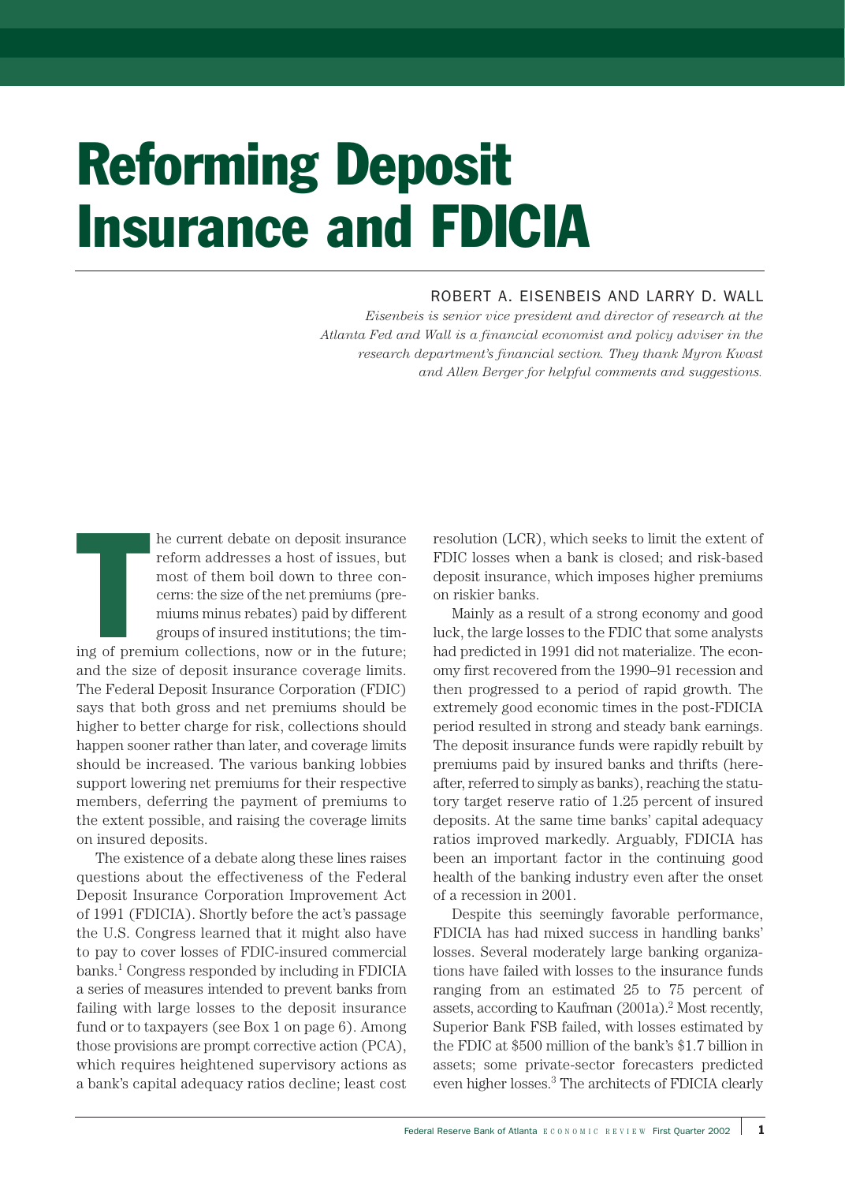# Reforming Deposit Insurance and FDICIA

ROBERT A. EISENBEIS AND LARRY D. WALL

*Eisenbeis is senior vice president and director of research at the Atlanta Fed and Wall is a financial economist and policy adviser in the research department's financial section. They thank Myron Kwast and Allen Berger for helpful comments and suggestions.*

The current debate on deposit insurance reform addresses a host of issues, but most of them boil down to three concerns: the size of the net premiums (premiums minus rebates) paid by different groups of insured institutions; the timing of premium collections, now or in the future; and the size of deposit insurance coverage limits. The Federal Deposit Insurance Corporation (FDIC) says that both gross and net premiums should be higher to better charge for risk, collections should happen sooner rather than later, and coverage limits should be increased. The various banking lobbies support lowering net premiums for their respective members, deferring the payment of premiums to the extent possible, and raising the coverage limits on insured deposits.

The existence of a debate along these lines raises questions about the effectiveness of the Federal Deposit Insurance Corporation Improvement Act of 1991 (FDICIA). Shortly before the act's passage the U.S. Congress learned that it might also have to pay to cover losses of FDIC-insured commercial banks.[1] Congress responded by including in FDICIA a series of measures intended to prevent banks from failing with large losses to the deposit insurance fund or to taxpayers (see Box 1 on page 6). Among those provisions are prompt corrective action (PCA), which requires heightened supervisory actions as a bank's capital adequacy ratios decline; least cost resolution (LCR), which seeks to limit the extent of FDIC losses when a bank is closed; and risk-based deposit insurance, which imposes higher premiums on riskier banks.

Mainly as a result of a strong economy and good luck, the large losses to the FDIC that some analysts had predicted in 1991 did not materialize. The economy first recovered from the 1990–91 recession and then progressed to a period of rapid growth. The extremely good economic times in the post-FDICIA period resulted in strong and steady bank earnings. The deposit insurance funds were rapidly rebuilt by premiums paid by insured banks and thrifts (hereafter, referred to simply as banks), reaching the statutory target reserve ratio of 1.25 percent of insured deposits. At the same time banks' capital adequacy ratios improved markedly. Arguably, FDICIA has been an important factor in the continuing good health of the banking industry even after the onset of a recession in 2001.

Despite this seemingly favorable performance, FDICIA has had mixed success in handling banks' losses. Several moderately large banking organizations have failed with losses to the insurance funds ranging from an estimated 25 to 75 percent of assets, according to Kaufman (2001a).[2] Most recently, Superior Bank FSB failed, with losses estimated by the FDIC at $500 million of the bank's $1.7 billion in assets; some private-sector forecasters predicted even higher losses.[3] The architects of FDICIA clearly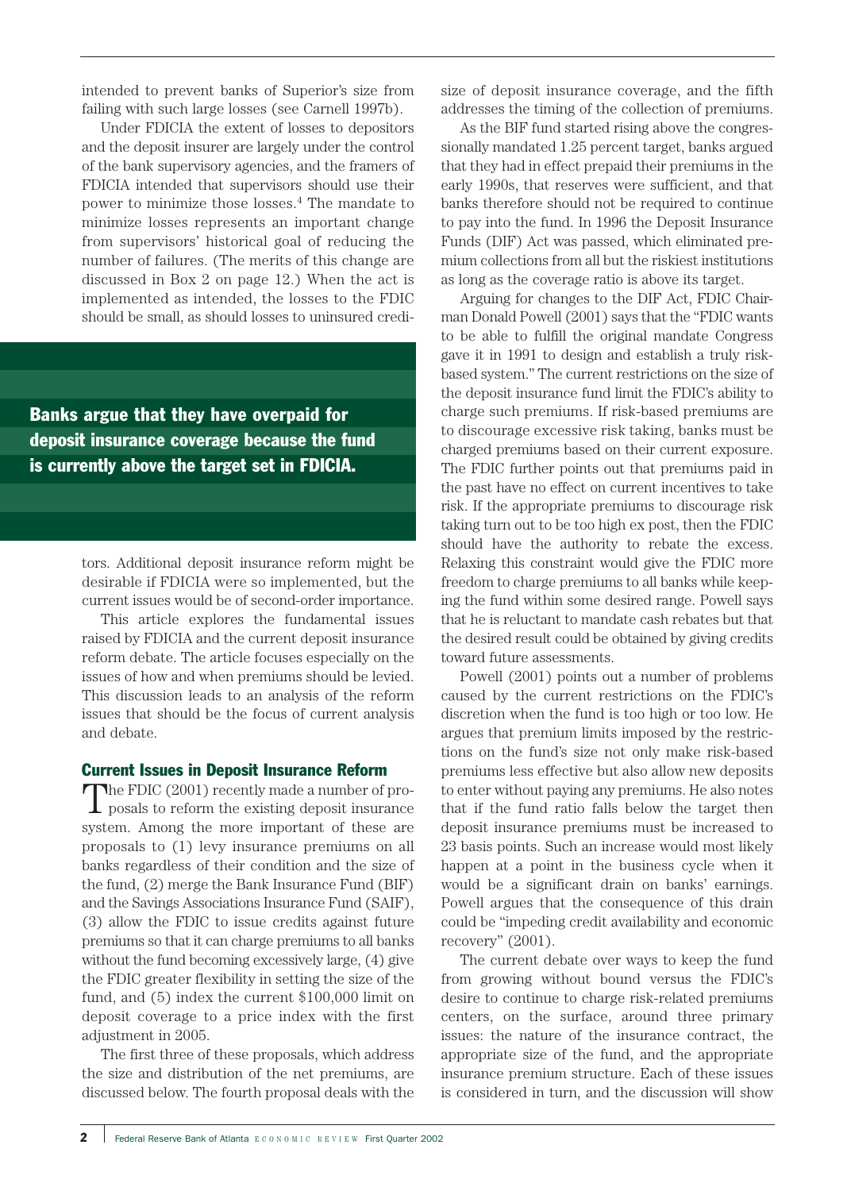intended to prevent banks of Superior's size from failing with such large losses (see Carnell 1997b).

Under FDICIA the extent of losses to depositors and the deposit insurer are largely under the control of the bank supervisory agencies, and the framers of FDICIA intended that supervisors should use their power to minimize those losses.[4] The mandate to minimize losses represents an important change from supervisors' historical goal of reducing the number of failures. (The merits of this change are discussed in Box 2 on page 12.) When the act is implemented as intended, the losses to the FDIC should be small, as should losses to uninsured creditors. Additional deposit insurance reform might be desirable if FDICIA were so implemented, but the current issues would be of second-order importance.

**Banks argue that they have overpaid for deposit insurance coverage because the fund is currently above the target set in FDICIA.**

This article explores the fundamental issues raised by FDICIA and the current deposit insurance reform debate. The article focuses especially on the issues of how and when premiums should be levied. This discussion leads to an analysis of the reform issues that should be the focus of current analysis and debate.

## Current Issues in Deposit Insurance Reform

The FDIC (2001) recently made a number of proposals to reform the existing deposit insurance system. Among the more important of these are proposals to (1) levy insurance premiums on all banks regardless of their condition and the size of the fund, (2) merge the Bank Insurance Fund (BIF) and the Savings Associations Insurance Fund (SAIF), (3) allow the FDIC to issue credits against future premiums so that it can charge premiums to all banks without the fund becoming excessively large, (4) give the FDIC greater flexibility in setting the size of the fund, and (5) index the current $100,000 limit on deposit coverage to a price index with the first adjustment in 2005.

The first three of these proposals, which address the size and distribution of the net premiums, are discussed below. The fourth proposal deals with the size of deposit insurance coverage, and the fifth addresses the timing of the collection of premiums.

As the BIF fund started rising above the congressionally mandated 1.25 percent target, banks argued that they had in effect prepaid their premiums in the early 1990s, that reserves were sufficient, and that banks therefore should not be required to continue to pay into the fund. In 1996 the Deposit Insurance Funds (DIF) Act was passed, which eliminated premium collections from all but the riskiest institutions as long as the coverage ratio is above its target.

Arguing for changes to the DIF Act, FDIC Chairman Donald Powell (2001) says that the "FDIC wants to be able to fulfill the original mandate Congress gave it in 1991 to design and establish a truly risk-based system." The current restrictions on the size of the deposit insurance fund limit the FDIC's ability to charge such premiums. If risk-based premiums are to discourage excessive risk taking, banks must be charged premiums based on their current exposure. The FDIC further points out that premiums paid in the past have no effect on current incentives to take risk. If the appropriate premiums to discourage risk taking turn out to be too high ex post, then the FDIC should have the authority to rebate the excess. Relaxing this constraint would give the FDIC more freedom to charge premiums to all banks while keeping the fund within some desired range. Powell says that he is reluctant to mandate cash rebates but that the desired result could be obtained by giving credits toward future assessments.

Powell (2001) points out a number of problems caused by the current restrictions on the FDIC's discretion when the fund is too high or too low. He argues that premium limits imposed by the restrictions on the fund's size not only make risk-based premiums less effective but also allow new deposits to enter without paying any premiums. He also notes that if the fund ratio falls below the target then deposit insurance premiums must be increased to 23 basis points. Such an increase would most likely happen at a point in the business cycle when it would be a significant drain on banks' earnings. Powell argues that the consequence of this drain could be "impeding credit availability and economic recovery" (2001).

The current debate over ways to keep the fund from growing without bound versus the FDIC's desire to continue to charge risk-related premiums centers, on the surface, around three primary issues: the nature of the insurance contract, the appropriate size of the fund, and the appropriate insurance premium structure. Each of these issues is considered in turn, and the discussion will show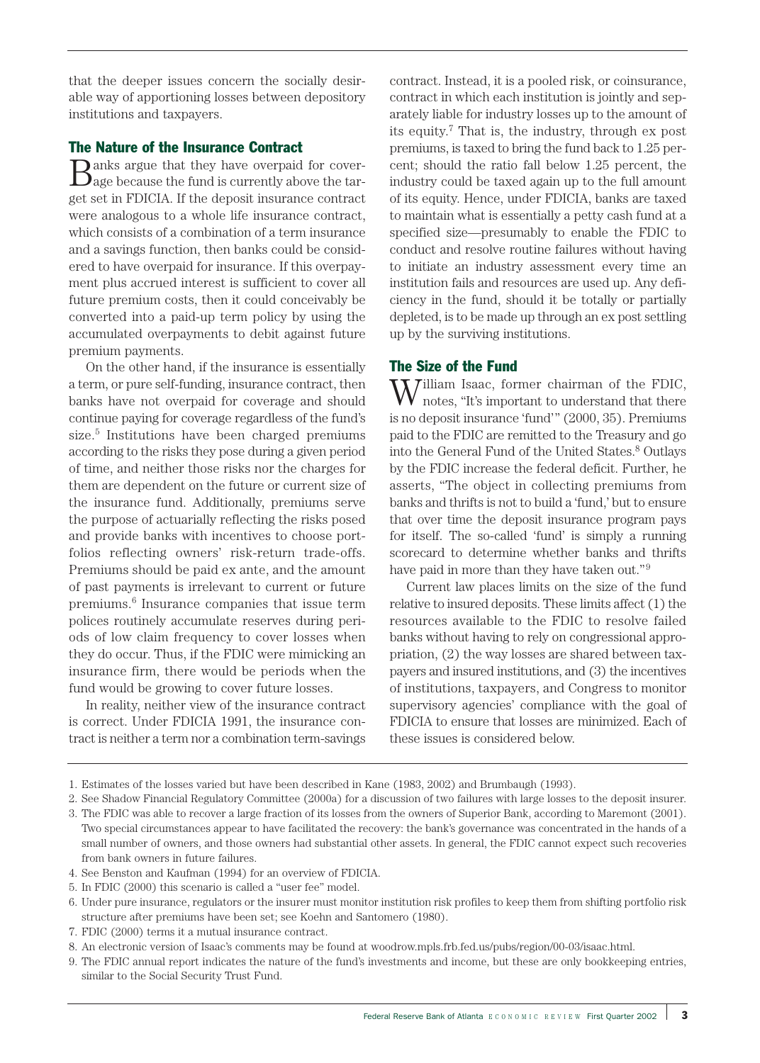that the deeper issues concern the socially desirable way of apportioning losses between depository institutions and taxpayers.

## The Nature of the Insurance Contract

Banks argue that they have overpaid for coverage because the fund is currently above the target set in FDICIA. If the deposit insurance contract were analogous to a whole life insurance contract, which consists of a combination of a term insurance and a savings function, then banks could be considered to have overpaid for insurance. If this overpayment plus accrued interest is sufficient to cover all future premium costs, then it could conceivably be converted into a paid-up term policy by using the accumulated overpayments to debit against future premium payments.

On the other hand, if the insurance is essentially a term, or pure self-funding, insurance contract, then banks have not overpaid for coverage and should continue paying for coverage regardless of the fund's size.[5] Institutions have been charged premiums according to the risks they pose during a given period of time, and neither those risks nor the charges for them are dependent on the future or current size of the insurance fund. Additionally, premiums serve the purpose of actuarially reflecting the risks posed and provide banks with incentives to choose portfolios reflecting owners' risk-return trade-offs. Premiums should be paid ex ante, and the amount of past payments is irrelevant to current or future premiums.[6] Insurance companies that issue term polices routinely accumulate reserves during periods of low claim frequency to cover losses when they do occur. Thus, if the FDIC were mimicking an insurance firm, there would be periods when the fund would be growing to cover future losses.

In reality, neither view of the insurance contract is correct. Under FDICIA 1991, the insurance contract is neither a term nor a combination term-savings contract. Instead, it is a pooled risk, or coinsurance, contract in which each institution is jointly and separately liable for industry losses up to the amount of its equity.[7] That is, the industry, through ex post premiums, is taxed to bring the fund back to 1.25 percent; should the ratio fall below 1.25 percent, the industry could be taxed again up to the full amount of its equity. Hence, under FDICIA, banks are taxed to maintain what is essentially a petty cash fund at a specified size—presumably to enable the FDIC to conduct and resolve routine failures without having to initiate an industry assessment every time an institution fails and resources are used up. Any deficiency in the fund, should it be totally or partially depleted, is to be made up through an ex post settling up by the surviving institutions.

## The Size of the Fund

William Isaac, former chairman of the FDIC, notes, "It's important to understand that there is no deposit insurance 'fund'" (2000, 35). Premiums paid to the FDIC are remitted to the Treasury and go into the General Fund of the United States.[8] Outlays by the FDIC increase the federal deficit. Further, he asserts, "The object in collecting premiums from banks and thrifts is not to build a 'fund,' but to ensure that over time the deposit insurance program pays for itself. The so-called 'fund' is simply a running scorecard to determine whether banks and thrifts have paid in more than they have taken out."[9]

Current law places limits on the size of the fund relative to insured deposits. These limits affect (1) the resources available to the FDIC to resolve failed banks without having to rely on congressional appropriation, (2) the way losses are shared between taxpayers and insured institutions, and (3) the incentives of institutions, taxpayers, and Congress to monitor supervisory agencies' compliance with the goal of FDICIA to ensure that losses are minimized. Each of these issues is considered below.

---

1. Estimates of the losses varied but have been described in Kane (1983, 2002) and Brumbaugh (1993).
2. See Shadow Financial Regulatory Committee (2000a) for a discussion of two failures with large losses to the deposit insurer.
3. The FDIC was able to recover a large fraction of its losses from the owners of Superior Bank, according to Maremont (2001). Two special circumstances appear to have facilitated the recovery: the bank's governance was concentrated in the hands of a small number of owners, and those owners had substantial other assets. In general, the FDIC cannot expect such recoveries from bank owners in future failures.
4. See Benston and Kaufman (1994) for an overview of FDICIA.
5. In FDIC (2000) this scenario is called a "user fee" model.
6. Under pure insurance, regulators or the insurer must monitor institution risk profiles to keep them from shifting portfolio risk structure after premiums have been set; see Koehn and Santomero (1980).
7. FDIC (2000) terms it a mutual insurance contract.
8. An electronic version of Isaac's comments may be found at woodrow.mpls.frb.fed.us/pubs/region/00-03/isaac.html.
9. The FDIC annual report indicates the nature of the fund's investments and income, but these are only bookkeeping entries, similar to the Social Security Trust Fund.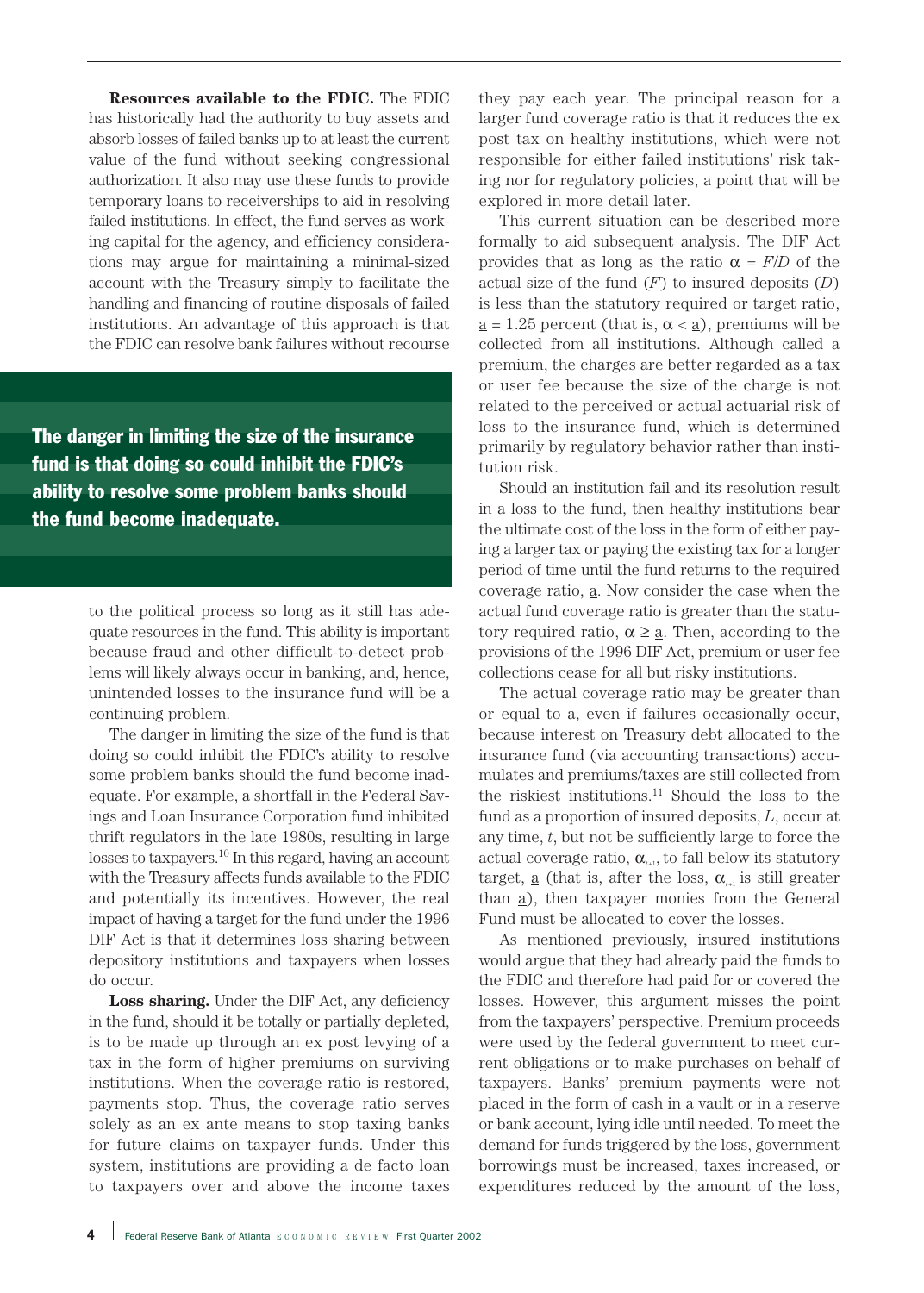**Resources available to the FDIC.** The FDIC has historically had the authority to buy assets and absorb losses of failed banks up to at least the current value of the fund without seeking congressional authorization. It also may use these funds to provide temporary loans to receiverships to aid in resolving failed institutions. In effect, the fund serves as working capital for the agency, and efficiency considerations may argue for maintaining a minimal-sized account with the Treasury simply to facilitate the handling and financing of routine disposals of failed institutions. An advantage of this approach is that the FDIC can resolve bank failures without recourse to the political process so long as it still has adequate resources in the fund. This ability is important because fraud and other difficult-to-detect problems will likely always occur in banking, and, hence, unintended losses to the insurance fund will be a continuing problem.

**The danger in limiting the size of the insurance fund is that doing so could inhibit the FDIC's ability to resolve some problem banks should the fund become inadequate.**

The danger in limiting the size of the fund is that doing so could inhibit the FDIC's ability to resolve some problem banks should the fund become inadequate. For example, a shortfall in the Federal Savings and Loan Insurance Corporation fund inhibited thrift regulators in the late 1980s, resulting in large losses to taxpayers.[10] In this regard, having an account with the Treasury affects funds available to the FDIC and potentially its incentives. However, the real impact of having a target for the fund under the 1996 DIF Act is that it determines loss sharing between depository institutions and taxpayers when losses do occur.

**Loss sharing.** Under the DIF Act, any deficiency in the fund, should it be totally or partially depleted, is to be made up through an ex post levying of a tax in the form of higher premiums on surviving institutions. When the coverage ratio is restored, payments stop. Thus, the coverage ratio serves solely as an ex ante means to stop taxing banks for future claims on taxpayer funds. Under this system, institutions are providing a de facto loan to taxpayers over and above the income taxes they pay each year. The principal reason for a larger fund coverage ratio is that it reduces the ex post tax on healthy institutions, which were not responsible for either failed institutions' risk taking nor for regulatory policies, a point that will be explored in more detail later.

This current situation can be described more formally to aid subsequent analysis. The DIF Act provides that as long as the ratio $\alpha = F/D$ of the actual size of the fund ($F$) to insured deposits ($D$) is less than the statutory required or target ratio, $\underline{a}$ = 1.25 percent (that is, $\alpha < \underline{a}$), premiums will be collected from all institutions. Although called a premium, the charges are better regarded as a tax or user fee because the size of the charge is not related to the perceived or actual actuarial risk of loss to the insurance fund, which is determined primarily by regulatory behavior rather than institution risk.

Should an institution fail and its resolution result in a loss to the fund, then healthy institutions bear the ultimate cost of the loss in the form of either paying a larger tax or paying the existing tax for a longer period of time until the fund returns to the required coverage ratio, $\underline{a}$. Now consider the case when the actual fund coverage ratio is greater than the statutory required ratio, $\alpha \geq \underline{a}$. Then, according to the provisions of the 1996 DIF Act, premium or user fee collections cease for all but risky institutions.

The actual coverage ratio may be greater than or equal to $\underline{a}$, even if failures occasionally occur, because interest on Treasury debt allocated to the insurance fund (via accounting transactions) accumulates and premiums/taxes are still collected from the riskiest institutions.[11] Should the loss to the fund as a proportion of insured deposits, $L$, occur at any time, $t$, but not be sufficiently large to force the actual coverage ratio, $\alpha_{t+1}$, to fall below its statutory target, $\underline{a}$ (that is, after the loss, $\alpha_{t+1}$ is still greater than $\underline{a}$), then taxpayer monies from the General Fund must be allocated to cover the losses.

As mentioned previously, insured institutions would argue that they had already paid the funds to the FDIC and therefore had paid for or covered the losses. However, this argument misses the point from the taxpayers' perspective. Premium proceeds were used by the federal government to meet current obligations or to make purchases on behalf of taxpayers. Banks' premium payments were not placed in the form of cash in a vault or in a reserve or bank account, lying idle until needed. To meet the demand for funds triggered by the loss, government borrowings must be increased, taxes increased, or expenditures reduced by the amount of the loss,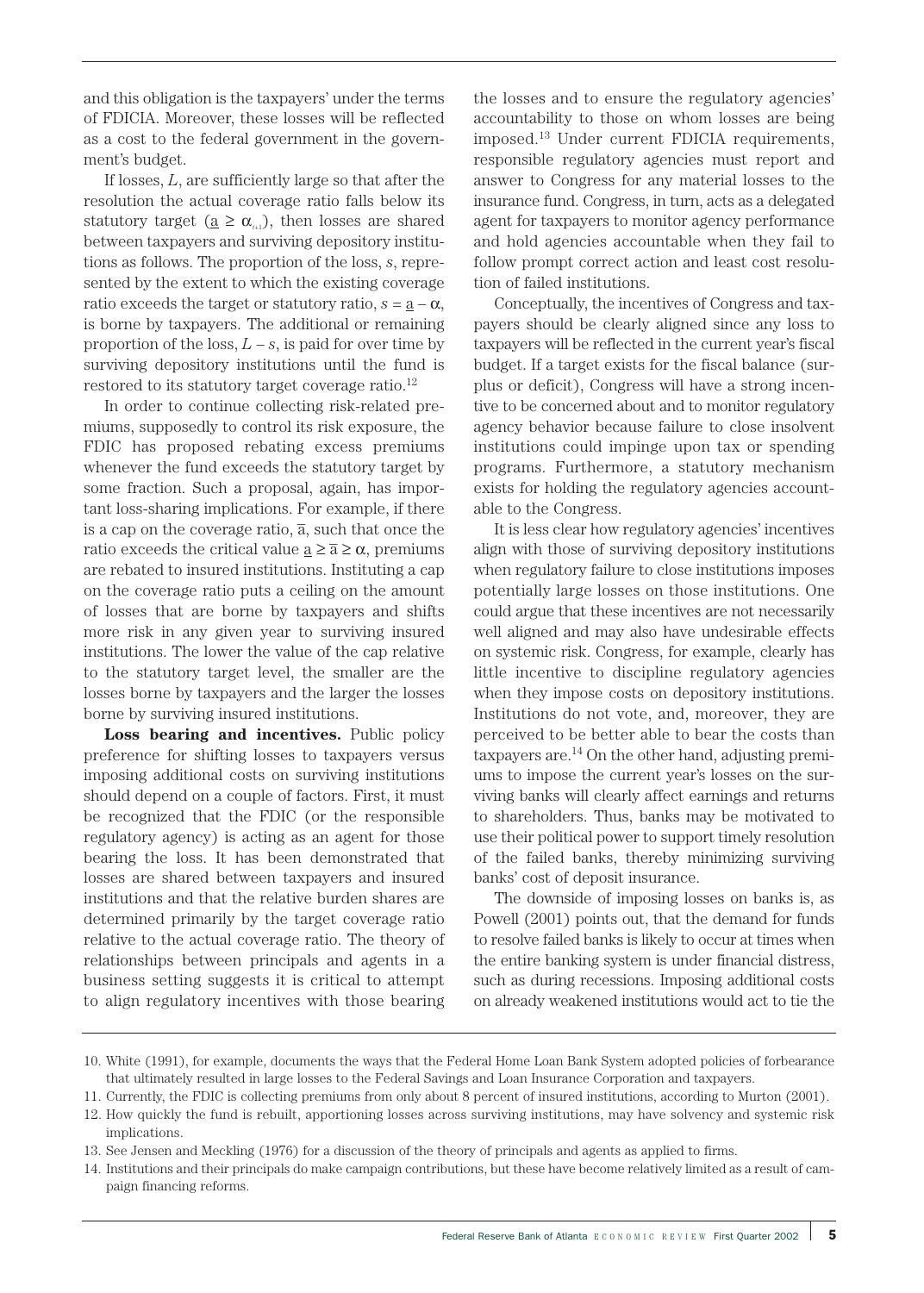and this obligation is the taxpayers' under the terms of FDICIA. Moreover, these losses will be reflected as a cost to the federal government in the government's budget.

If losses, $L$, are sufficiently large so that after the resolution the actual coverage ratio falls below its statutory target ($\underline{a} \geq \alpha_{t+1}$), then losses are shared between taxpayers and surviving depository institutions as follows. The proportion of the loss, $s$, represented by the extent to which the existing coverage ratio exceeds the target or statutory ratio, $s = \underline{a} - \alpha$, is borne by taxpayers. The additional or remaining proportion of the loss, $L - s$, is paid for over time by surviving depository institutions until the fund is restored to its statutory target coverage ratio.[12]

In order to continue collecting risk-related premiums, supposedly to control its risk exposure, the FDIC has proposed rebating excess premiums whenever the fund exceeds the statutory target by some fraction. Such a proposal, again, has important loss-sharing implications. For example, if there is a cap on the coverage ratio, $\bar{a}$, such that once the ratio exceeds the critical value $\underline{a} \geq \bar{a} \geq \alpha$, premiums are rebated to insured institutions. Instituting a cap on the coverage ratio puts a ceiling on the amount of losses that are borne by taxpayers and shifts more risk in any given year to surviving insured institutions. The lower the value of the cap relative to the statutory target level, the smaller are the losses borne by taxpayers and the larger the losses borne by surviving insured institutions.

**Loss bearing and incentives.** Public policy preference for shifting losses to taxpayers versus imposing additional costs on surviving institutions should depend on a couple of factors. First, it must be recognized that the FDIC (or the responsible regulatory agency) is acting as an agent for those bearing the loss. It has been demonstrated that losses are shared between taxpayers and insured institutions and that the relative burden shares are determined primarily by the target coverage ratio relative to the actual coverage ratio. The theory of relationships between principals and agents in a business setting suggests it is critical to attempt to align regulatory incentives with those bearing the losses and to ensure the regulatory agencies' accountability to those on whom losses are being imposed.[13] Under current FDICIA requirements, responsible regulatory agencies must report and answer to Congress for any material losses to the insurance fund. Congress, in turn, acts as a delegated agent for taxpayers to monitor agency performance and hold agencies accountable when they fail to follow prompt correct action and least cost resolution of failed institutions.

Conceptually, the incentives of Congress and taxpayers should be clearly aligned since any loss to taxpayers will be reflected in the current year's fiscal budget. If a target exists for the fiscal balance (surplus or deficit), Congress will have a strong incentive to be concerned about and to monitor regulatory agency behavior because failure to close insolvent institutions could impinge upon tax or spending programs. Furthermore, a statutory mechanism exists for holding the regulatory agencies accountable to the Congress.

It is less clear how regulatory agencies' incentives align with those of surviving depository institutions when regulatory failure to close institutions imposes potentially large losses on those institutions. One could argue that these incentives are not necessarily well aligned and may also have undesirable effects on systemic risk. Congress, for example, clearly has little incentive to discipline regulatory agencies when they impose costs on depository institutions. Institutions do not vote, and, moreover, they are perceived to be better able to bear the costs than taxpayers are.[14] On the other hand, adjusting premiums to impose the current year's losses on the surviving banks will clearly affect earnings and returns to shareholders. Thus, banks may be motivated to use their political power to support timely resolution of the failed banks, thereby minimizing surviving banks' cost of deposit insurance.

The downside of imposing losses on banks is, as Powell (2001) points out, that the demand for funds to resolve failed banks is likely to occur at times when the entire banking system is under financial distress, such as during recessions. Imposing additional costs on already weakened institutions would act to tie the

---

10. White (1991), for example, documents the ways that the Federal Home Loan Bank System adopted policies of forbearance that ultimately resulted in large losses to the Federal Savings and Loan Insurance Corporation and taxpayers.
11. Currently, the FDIC is collecting premiums from only about 8 percent of insured institutions, according to Murton (2001).
12. How quickly the fund is rebuilt, apportioning losses across surviving institutions, may have solvency and systemic risk implications.
13. See Jensen and Meckling (1976) for a discussion of the theory of principals and agents as applied to firms.
14. Institutions and their principals do make campaign contributions, but these have become relatively limited as a result of campaign financing reforms.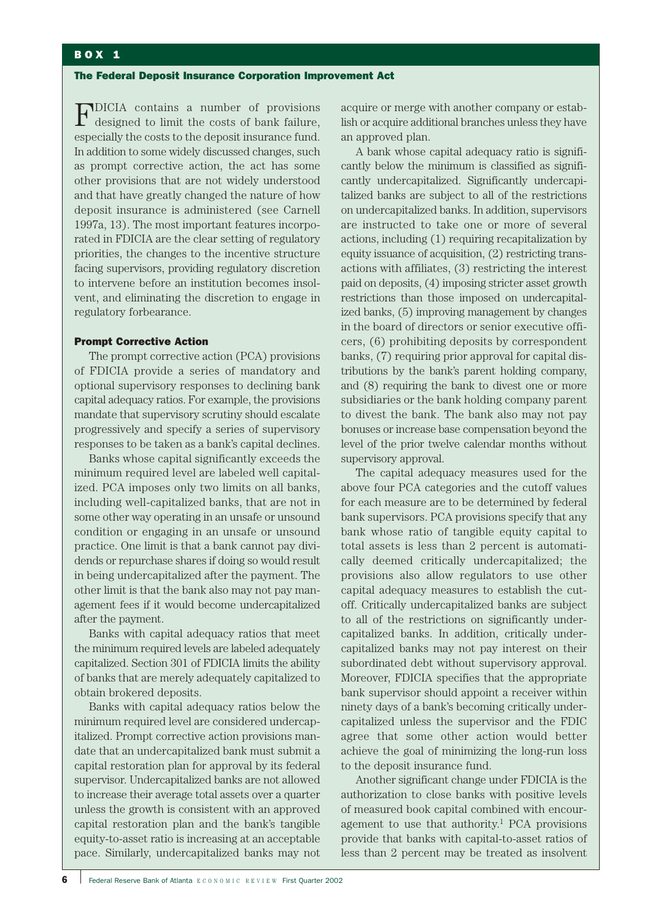## BOX 1

### The Federal Deposit Insurance Corporation Improvement Act

FDICIA contains a number of provisions designed to limit the costs of bank failure, especially the costs to the deposit insurance fund. In addition to some widely discussed changes, such as prompt corrective action, the act has some other provisions that are not widely understood and that have greatly changed the nature of how deposit insurance is administered (see Carnell 1997a, 13). The most important features incorporated in FDICIA are the clear setting of regulatory priorities, the changes to the incentive structure facing supervisors, providing regulatory discretion to intervene before an institution becomes insolvent, and eliminating the discretion to engage in regulatory forbearance.

#### Prompt Corrective Action

The prompt corrective action (PCA) provisions of FDICIA provide a series of mandatory and optional supervisory responses to declining bank capital adequacy ratios. For example, the provisions mandate that supervisory scrutiny should escalate progressively and specify a series of supervisory responses to be taken as a bank's capital declines.

Banks whose capital significantly exceeds the minimum required level are labeled well capitalized. PCA imposes only two limits on all banks, including well-capitalized banks, that are not in some other way operating in an unsafe or unsound condition or engaging in an unsafe or unsound practice. One limit is that a bank cannot pay dividends or repurchase shares if doing so would result in being undercapitalized after the payment. The other limit is that the bank also may not pay management fees if it would become undercapitalized after the payment.

Banks with capital adequacy ratios that meet the minimum required levels are labeled adequately capitalized. Section 301 of FDICIA limits the ability of banks that are merely adequately capitalized to obtain brokered deposits.

Banks with capital adequacy ratios below the minimum required level are considered undercapitalized. Prompt corrective action provisions mandate that an undercapitalized bank must submit a capital restoration plan for approval by its federal supervisor. Undercapitalized banks are not allowed to increase their average total assets over a quarter unless the growth is consistent with an approved capital restoration plan and the bank's tangible equity-to-asset ratio is increasing at an acceptable pace. Similarly, undercapitalized banks may not acquire or merge with another company or establish or acquire additional branches unless they have an approved plan.

A bank whose capital adequacy ratio is significantly below the minimum is classified as significantly undercapitalized. Significantly undercapitalized banks are subject to all of the restrictions on undercapitalized banks. In addition, supervisors are instructed to take one or more of several actions, including (1) requiring recapitalization by equity issuance of acquisition, (2) restricting transactions with affiliates, (3) restricting the interest paid on deposits, (4) imposing stricter asset growth restrictions than those imposed on undercapitalized banks, (5) improving management by changes in the board of directors or senior executive officers, (6) prohibiting deposits by correspondent banks, (7) requiring prior approval for capital distributions by the bank's parent holding company, and (8) requiring the bank to divest one or more subsidiaries or the bank holding company parent to divest the bank. The bank also may not pay bonuses or increase base compensation beyond the level of the prior twelve calendar months without supervisory approval.

The capital adequacy measures used for the above four PCA categories and the cutoff values for each measure are to be determined by federal bank supervisors. PCA provisions specify that any bank whose ratio of tangible equity capital to total assets is less than 2 percent is automatically deemed critically undercapitalized; the provisions also allow regulators to use other capital adequacy measures to establish the cutoff. Critically undercapitalized banks are subject to all of the restrictions on significantly undercapitalized banks. In addition, critically undercapitalized banks may not pay interest on their subordinated debt without supervisory approval. Moreover, FDICIA specifies that the appropriate bank supervisor should appoint a receiver within ninety days of a bank's becoming critically undercapitalized unless the supervisor and the FDIC agree that some other action would better achieve the goal of minimizing the long-run loss to the deposit insurance fund.

Another significant change under FDICIA is the authorization to close banks with positive levels of measured book capital combined with encouragement to use that authority.[1] PCA provisions provide that banks with capital-to-asset ratios of less than 2 percent may be treated as insolvent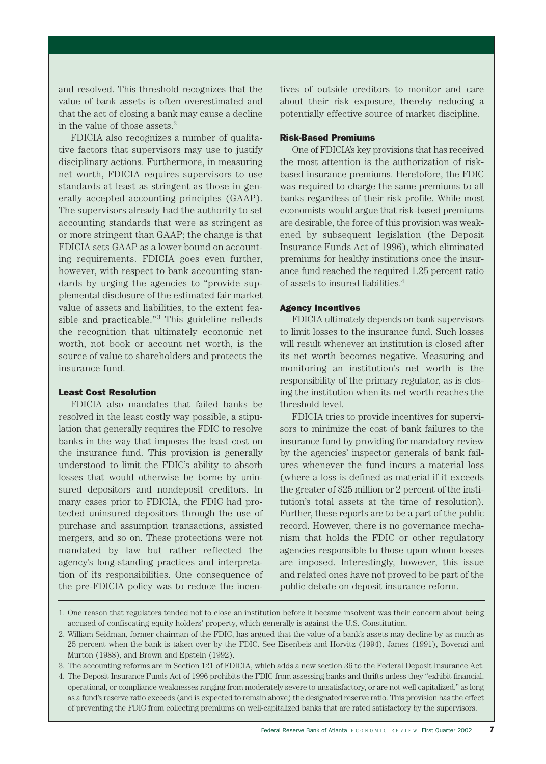and resolved. This threshold recognizes that the value of bank assets is often overestimated and that the act of closing a bank may cause a decline in the value of those assets.[2]

FDICIA also recognizes a number of qualitative factors that supervisors may use to justify disciplinary actions. Furthermore, in measuring net worth, FDICIA requires supervisors to use standards at least as stringent as those in generally accepted accounting principles (GAAP). The supervisors already had the authority to set accounting standards that were as stringent as or more stringent than GAAP; the change is that FDICIA sets GAAP as a lower bound on accounting requirements. FDICIA goes even further, however, with respect to bank accounting standards by urging the agencies to "provide supplemental disclosure of the estimated fair market value of assets and liabilities, to the extent feasible and practicable."[3] This guideline reflects the recognition that ultimately economic net worth, not book or account net worth, is the source of value to shareholders and protects the insurance fund.

### Least Cost Resolution

FDICIA also mandates that failed banks be resolved in the least costly way possible, a stipulation that generally requires the FDIC to resolve banks in the way that imposes the least cost on the insurance fund. This provision is generally understood to limit the FDIC's ability to absorb losses that would otherwise be borne by uninsured depositors and nondeposit creditors. In many cases prior to FDICIA, the FDIC had protected uninsured depositors through the use of purchase and assumption transactions, assisted mergers, and so on. These protections were not mandated by law but rather reflected the agency's long-standing practices and interpretation of its responsibilities. One consequence of the pre-FDICIA policy was to reduce the incentives of outside creditors to monitor and care about their risk exposure, thereby reducing a potentially effective source of market discipline.

### Risk-Based Premiums

One of FDICIA's key provisions that has received the most attention is the authorization of risk-based insurance premiums. Heretofore, the FDIC was required to charge the same premiums to all banks regardless of their risk profile. While most economists would argue that risk-based premiums are desirable, the force of this provision was weakened by subsequent legislation (the Deposit Insurance Funds Act of 1996), which eliminated premiums for healthy institutions once the insurance fund reached the required 1.25 percent ratio of assets to insured liabilities.[4]

### Agency Incentives

FDICIA ultimately depends on bank supervisors to limit losses to the insurance fund. Such losses will result whenever an institution is closed after its net worth becomes negative. Measuring and monitoring an institution's net worth is the responsibility of the primary regulator, as is closing the institution when its net worth reaches the threshold level.

FDICIA tries to provide incentives for supervisors to minimize the cost of bank failures to the insurance fund by providing for mandatory review by the agencies' inspector generals of bank failures whenever the fund incurs a material loss (where a loss is defined as material if it exceeds the greater of $25 million or 2 percent of the institution's total assets at the time of resolution). Further, these reports are to be a part of the public record. However, there is no governance mechanism that holds the FDIC or other regulatory agencies responsible to those upon whom losses are imposed. Interestingly, however, this issue and related ones have not proved to be part of the public debate on deposit insurance reform.

---

1. One reason that regulators tended not to close an institution before it became insolvent was their concern about being accused of confiscating equity holders' property, which generally is against the U.S. Constitution.
2. William Seidman, former chairman of the FDIC, has argued that the value of a bank's assets may decline by as much as 25 percent when the bank is taken over by the FDIC. See Eisenbeis and Horvitz (1994), James (1991), Bovenzi and Murton (1988), and Brown and Epstein (1992).
3. The accounting reforms are in Section 121 of FDICIA, which adds a new section 36 to the Federal Deposit Insurance Act.
4. The Deposit Insurance Funds Act of 1996 prohibits the FDIC from assessing banks and thrifts unless they "exhibit financial, operational, or compliance weaknesses ranging from moderately severe to unsatisfactory, or are not well capitalized," as long as a fund's reserve ratio exceeds (and is expected to remain above) the designated reserve ratio. This provision has the effect of preventing the FDIC from collecting premiums on well-capitalized banks that are rated satisfactory by the supervisors.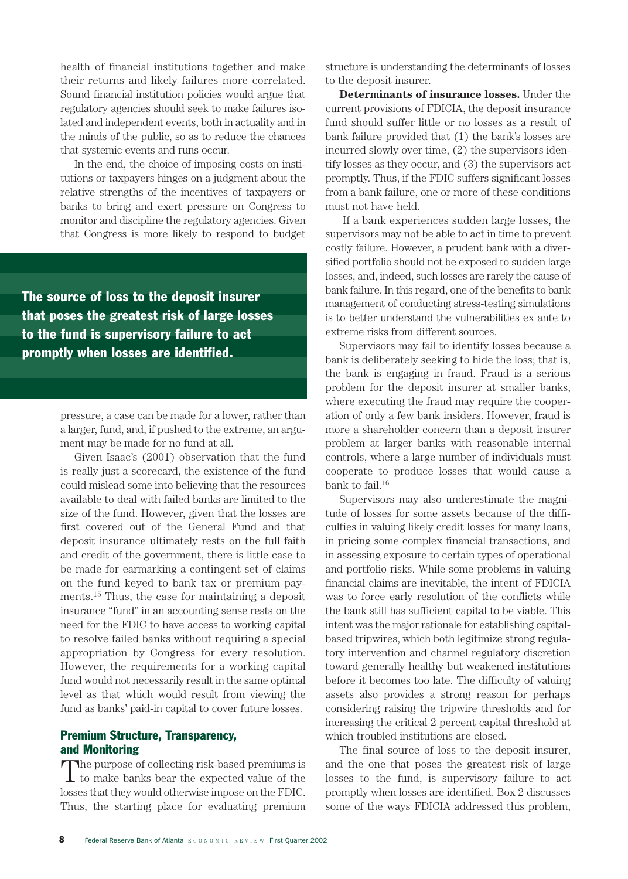health of financial institutions together and make their returns and likely failures more correlated. Sound financial institution policies would argue that regulatory agencies should seek to make failures isolated and independent events, both in actuality and in the minds of the public, so as to reduce the chances that systemic events and runs occur.

In the end, the choice of imposing costs on institutions or taxpayers hinges on a judgment about the relative strengths of the incentives of taxpayers or banks to bring and exert pressure on Congress to monitor and discipline the regulatory agencies. Given that Congress is more likely to respond to budget pressure, a case can be made for a lower, rather than a larger, fund, and, if pushed to the extreme, an argument may be made for no fund at all.

> **The source of loss to the deposit insurer that poses the greatest risk of large losses to the fund is supervisory failure to act promptly when losses are identified.**

Given Isaac's (2001) observation that the fund is really just a scorecard, the existence of the fund could mislead some into believing that the resources available to deal with failed banks are limited to the size of the fund. However, given that the losses are first covered out of the General Fund and that deposit insurance ultimately rests on the full faith and credit of the government, there is little case to be made for earmarking a contingent set of claims on the fund keyed to bank tax or premium payments.[15] Thus, the case for maintaining a deposit insurance "fund" in an accounting sense rests on the need for the FDIC to have access to working capital to resolve failed banks without requiring a special appropriation by Congress for every resolution. However, the requirements for a working capital fund would not necessarily result in the same optimal level as that which would result from viewing the fund as banks' paid-in capital to cover future losses.

## Premium Structure, Transparency, and Monitoring

The purpose of collecting risk-based premiums is to make banks bear the expected value of the losses that they would otherwise impose on the FDIC. Thus, the starting place for evaluating premium structure is understanding the determinants of losses to the deposit insurer.

**Determinants of insurance losses.** Under the current provisions of FDICIA, the deposit insurance fund should suffer little or no losses as a result of bank failure provided that (1) the bank's losses are incurred slowly over time, (2) the supervisors identify losses as they occur, and (3) the supervisors act promptly. Thus, if the FDIC suffers significant losses from a bank failure, one or more of these conditions must not have held.

If a bank experiences sudden large losses, the supervisors may not be able to act in time to prevent costly failure. However, a prudent bank with a diversified portfolio should not be exposed to sudden large losses, and, indeed, such losses are rarely the cause of bank failure. In this regard, one of the benefits to bank management of conducting stress-testing simulations is to better understand the vulnerabilities ex ante to extreme risks from different sources.

Supervisors may fail to identify losses because a bank is deliberately seeking to hide the loss; that is, the bank is engaging in fraud. Fraud is a serious problem for the deposit insurer at smaller banks, where executing the fraud may require the cooperation of only a few bank insiders. However, fraud is more a shareholder concern than a deposit insurer problem at larger banks with reasonable internal controls, where a large number of individuals must cooperate to produce losses that would cause a bank to fail.[16]

Supervisors may also underestimate the magnitude of losses for some assets because of the difficulties in valuing likely credit losses for many loans, in pricing some complex financial transactions, and in assessing exposure to certain types of operational and portfolio risks. While some problems in valuing financial claims are inevitable, the intent of FDICIA was to force early resolution of the conflicts while the bank still has sufficient capital to be viable. This intent was the major rationale for establishing capital-based tripwires, which both legitimize strong regulatory intervention and channel regulatory discretion toward generally healthy but weakened institutions before it becomes too late. The difficulty of valuing assets also provides a strong reason for perhaps considering raising the tripwire thresholds and for increasing the critical 2 percent capital threshold at which troubled institutions are closed.

The final source of loss to the deposit insurer, and the one that poses the greatest risk of large losses to the fund, is supervisory failure to act promptly when losses are identified. Box 2 discusses some of the ways FDICIA addressed this problem,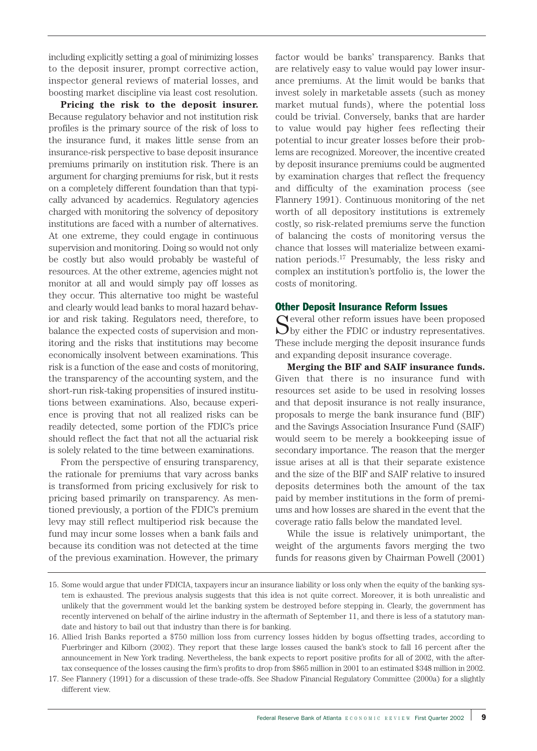including explicitly setting a goal of minimizing losses to the deposit insurer, prompt corrective action, inspector general reviews of material losses, and boosting market discipline via least cost resolution.

**Pricing the risk to the deposit insurer.** Because regulatory behavior and not institution risk profiles is the primary source of the risk of loss to the insurance fund, it makes little sense from an insurance-risk perspective to base deposit insurance premiums primarily on institution risk. There is an argument for charging premiums for risk, but it rests on a completely different foundation than that typically advanced by academics. Regulatory agencies charged with monitoring the solvency of depository institutions are faced with a number of alternatives. At one extreme, they could engage in continuous supervision and monitoring. Doing so would not only be costly but also would probably be wasteful of resources. At the other extreme, agencies might not monitor at all and would simply pay off losses as they occur. This alternative too might be wasteful and clearly would lead banks to moral hazard behavior and risk taking. Regulators need, therefore, to balance the expected costs of supervision and monitoring and the risks that institutions may become economically insolvent between examinations. This risk is a function of the ease and costs of monitoring, the transparency of the accounting system, and the short-run risk-taking propensities of insured institutions between examinations. Also, because experience is proving that not all realized risks can be readily detected, some portion of the FDIC's price should reflect the fact that not all the actuarial risk is solely related to the time between examinations.

From the perspective of ensuring transparency, the rationale for premiums that vary across banks is transformed from pricing exclusively for risk to pricing based primarily on transparency. As mentioned previously, a portion of the FDIC's premium levy may still reflect multiperiod risk because the fund may incur some losses when a bank fails and because its condition was not detected at the time of the previous examination. However, the primary factor would be banks' transparency. Banks that are relatively easy to value would pay lower insurance premiums. At the limit would be banks that invest solely in marketable assets (such as money market mutual funds), where the potential loss could be trivial. Conversely, banks that are harder to value would pay higher fees reflecting their potential to incur greater losses before their problems are recognized. Moreover, the incentive created by deposit insurance premiums could be augmented by examination charges that reflect the frequency and difficulty of the examination process (see Flannery 1991). Continuous monitoring of the net worth of all depository institutions is extremely costly, so risk-related premiums serve the function of balancing the costs of monitoring versus the chance that losses will materialize between examination periods.[17] Presumably, the less risky and complex an institution's portfolio is, the lower the costs of monitoring.

## Other Deposit Insurance Reform Issues

Several other reform issues have been proposed by either the FDIC or industry representatives. These include merging the deposit insurance funds and expanding deposit insurance coverage.

**Merging the BIF and SAIF insurance funds.** Given that there is no insurance fund with resources set aside to be used in resolving losses and that deposit insurance is not really insurance, proposals to merge the bank insurance fund (BIF) and the Savings Association Insurance Fund (SAIF) would seem to be merely a bookkeeping issue of secondary importance. The reason that the merger issue arises at all is that their separate existence and the size of the BIF and SAIF relative to insured deposits determines both the amount of the tax paid by member institutions in the form of premiums and how losses are shared in the event that the coverage ratio falls below the mandated level.

While the issue is relatively unimportant, the weight of the arguments favors merging the two funds for reasons given by Chairman Powell (2001)

---

15. Some would argue that under FDICIA, taxpayers incur an insurance liability or loss only when the equity of the banking system is exhausted. The previous analysis suggests that this idea is not quite correct. Moreover, it is both unrealistic and unlikely that the government would let the banking system be destroyed before stepping in. Clearly, the government has recently intervened on behalf of the airline industry in the aftermath of September 11, and there is less of a statutory mandate and history to bail out that industry than there is for banking.

16. Allied Irish Banks reported a $750 million loss from currency losses hidden by bogus offsetting trades, according to Fuerbringer and Kilborn (2002). They report that these large losses caused the bank's stock to fall 16 percent after the announcement in New York trading. Nevertheless, the bank expects to report positive profits for all of 2002, with the after-tax consequence of the losses causing the firm's profits to drop from $865 million in 2001 to an estimated $348 million in 2002.

17. See Flannery (1991) for a discussion of these trade-offs. See Shadow Financial Regulatory Committee (2000a) for a slightly different view.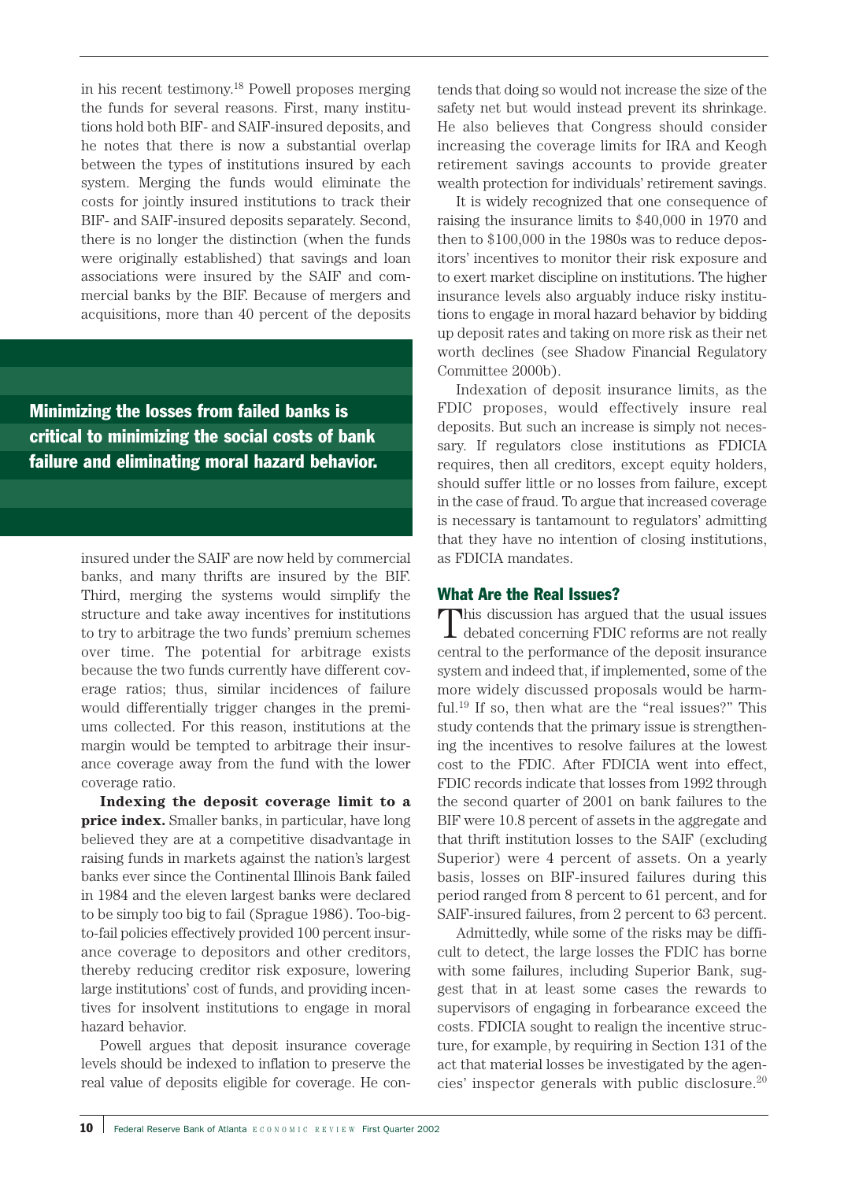in his recent testimony.[18] Powell proposes merging the funds for several reasons. First, many institutions hold both BIF- and SAIF-insured deposits, and he notes that there is now a substantial overlap between the types of institutions insured by each system. Merging the funds would eliminate the costs for jointly insured institutions to track their BIF- and SAIF-insured deposits separately. Second, there is no longer the distinction (when the funds were originally established) that savings and loan associations were insured by the SAIF and commercial banks by the BIF. Because of mergers and acquisitions, more than 40 percent of the deposits insured under the SAIF are now held by commercial banks, and many thrifts are insured by the BIF. Third, merging the systems would simplify the structure and take away incentives for institutions to try to arbitrage the two funds' premium schemes over time. The potential for arbitrage exists because the two funds currently have different coverage ratios; thus, similar incidences of failure would differentially trigger changes in the premiums collected. For this reason, institutions at the margin would be tempted to arbitrage their insurance coverage away from the fund with the lower coverage ratio.

**Minimizing the losses from failed banks is critical to minimizing the social costs of bank failure and eliminating moral hazard behavior.**

**Indexing the deposit coverage limit to a price index.** Smaller banks, in particular, have long believed they are at a competitive disadvantage in raising funds in markets against the nation's largest banks ever since the Continental Illinois Bank failed in 1984 and the eleven largest banks were declared to be simply too big to fail (Sprague 1986). Too-big-to-fail policies effectively provided 100 percent insurance coverage to depositors and other creditors, thereby reducing creditor risk exposure, lowering large institutions' cost of funds, and providing incentives for insolvent institutions to engage in moral hazard behavior.

Powell argues that deposit insurance coverage levels should be indexed to inflation to preserve the real value of deposits eligible for coverage. He contends that doing so would not increase the size of the safety net but would instead prevent its shrinkage. He also believes that Congress should consider increasing the coverage limits for IRA and Keogh retirement savings accounts to provide greater wealth protection for individuals' retirement savings.

It is widely recognized that one consequence of raising the insurance limits to $40,000 in 1970 and then to $100,000 in the 1980s was to reduce depositors' incentives to monitor their risk exposure and to exert market discipline on institutions. The higher insurance levels also arguably induce risky institutions to engage in moral hazard behavior by bidding up deposit rates and taking on more risk as their net worth declines (see Shadow Financial Regulatory Committee 2000b).

Indexation of deposit insurance limits, as the FDIC proposes, would effectively insure real deposits. But such an increase is simply not necessary. If regulators close institutions as FDICIA requires, then all creditors, except equity holders, should suffer little or no losses from failure, except in the case of fraud. To argue that increased coverage is necessary is tantamount to regulators' admitting that they have no intention of closing institutions, as FDICIA mandates.

## What Are the Real Issues?

This discussion has argued that the usual issues debated concerning FDIC reforms are not really central to the performance of the deposit insurance system and indeed that, if implemented, some of the more widely discussed proposals would be harmful.[19] If so, then what are the "real issues?" This study contends that the primary issue is strengthening the incentives to resolve failures at the lowest cost to the FDIC. After FDICIA went into effect, FDIC records indicate that losses from 1992 through the second quarter of 2001 on bank failures to the BIF were 10.8 percent of assets in the aggregate and that thrift institution losses to the SAIF (excluding Superior) were 4 percent of assets. On a yearly basis, losses on BIF-insured failures during this period ranged from 8 percent to 61 percent, and for SAIF-insured failures, from 2 percent to 63 percent.

Admittedly, while some of the risks may be difficult to detect, the large losses the FDIC has borne with some failures, including Superior Bank, suggest that in at least some cases the rewards to supervisors of engaging in forbearance exceed the costs. FDICIA sought to realign the incentive structure, for example, by requiring in Section 131 of the act that material losses be investigated by the agencies' inspector generals with public disclosure.[20]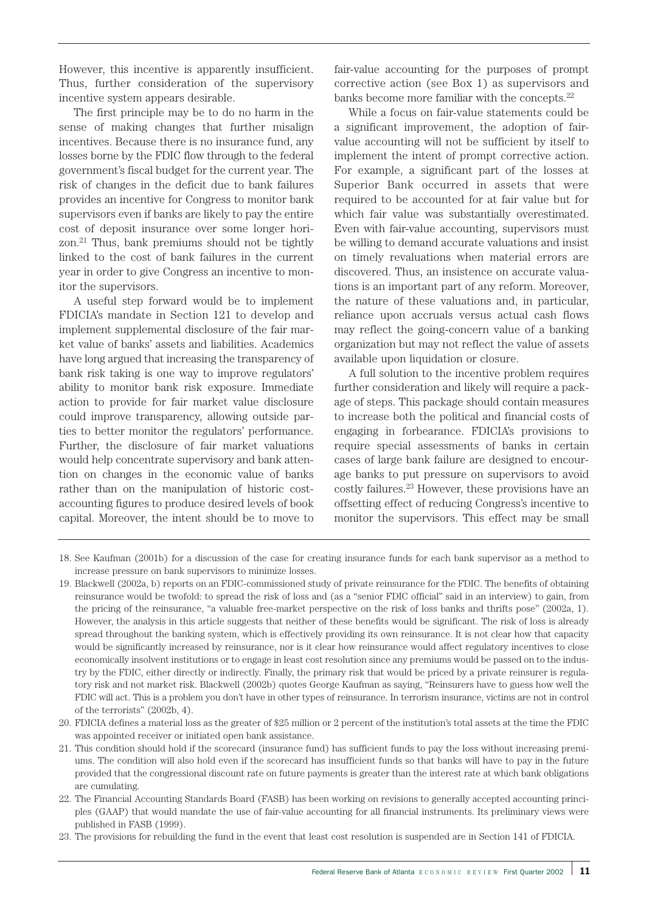However, this incentive is apparently insufficient. Thus, further consideration of the supervisory incentive system appears desirable.

The first principle may be to do no harm in the sense of making changes that further misalign incentives. Because there is no insurance fund, any losses borne by the FDIC flow through to the federal government's fiscal budget for the current year. The risk of changes in the deficit due to bank failures provides an incentive for Congress to monitor bank supervisors even if banks are likely to pay the entire cost of deposit insurance over some longer horizon.[21] Thus, bank premiums should not be tightly linked to the cost of bank failures in the current year in order to give Congress an incentive to monitor the supervisors.

A useful step forward would be to implement FDICIA's mandate in Section 121 to develop and implement supplemental disclosure of the fair market value of banks' assets and liabilities. Academics have long argued that increasing the transparency of bank risk taking is one way to improve regulators' ability to monitor bank risk exposure. Immediate action to provide for fair market value disclosure could improve transparency, allowing outside parties to better monitor the regulators' performance. Further, the disclosure of fair market valuations would help concentrate supervisory and bank attention on changes in the economic value of banks rather than on the manipulation of historic cost-accounting figures to produce desired levels of book capital. Moreover, the intent should be to move to fair-value accounting for the purposes of prompt corrective action (see Box 1) as supervisors and banks become more familiar with the concepts.[22]

While a focus on fair-value statements could be a significant improvement, the adoption of fair-value accounting will not be sufficient by itself to implement the intent of prompt corrective action. For example, a significant part of the losses at Superior Bank occurred in assets that were required to be accounted for at fair value but for which fair value was substantially overestimated. Even with fair-value accounting, supervisors must be willing to demand accurate valuations and insist on timely revaluations when material errors are discovered. Thus, an insistence on accurate valuations is an important part of any reform. Moreover, the nature of these valuations and, in particular, reliance upon accruals versus actual cash flows may reflect the going-concern value of a banking organization but may not reflect the value of assets available upon liquidation or closure.

A full solution to the incentive problem requires further consideration and likely will require a package of steps. This package should contain measures to increase both the political and financial costs of engaging in forbearance. FDICIA's provisions to require special assessments of banks in certain cases of large bank failure are designed to encourage banks to put pressure on supervisors to avoid costly failures.[23] However, these provisions have an offsetting effect of reducing Congress's incentive to monitor the supervisors. This effect may be small

18. See Kaufman (2001b) for a discussion of the case for creating insurance funds for each bank supervisor as a method to increase pressure on bank supervisors to minimize losses.

19. Blackwell (2002a, b) reports on an FDIC-commissioned study of private reinsurance for the FDIC. The benefits of obtaining reinsurance would be twofold: to spread the risk of loss and (as a "senior FDIC official" said in an interview) to gain, from the pricing of the reinsurance, "a valuable free-market perspective on the risk of loss banks and thrifts pose" (2002a, 1). However, the analysis in this article suggests that neither of these benefits would be significant. The risk of loss is already spread throughout the banking system, which is effectively providing its own reinsurance. It is not clear how that capacity would be significantly increased by reinsurance, nor is it clear how reinsurance would affect regulatory incentives to close economically insolvent institutions or to engage in least cost resolution since any premiums would be passed on to the industry by the FDIC, either directly or indirectly. Finally, the primary risk that would be priced by a private reinsurer is regulatory risk and not market risk. Blackwell (2002b) quotes George Kaufman as saying, "Reinsurers have to guess how well the FDIC will act. This is a problem you don't have in other types of reinsurance. In terrorism insurance, victims are not in control of the terrorists" (2002b, 4).

20. FDICIA defines a material loss as the greater of $25 million or 2 percent of the institution's total assets at the time the FDIC was appointed receiver or initiated open bank assistance.

21. This condition should hold if the scorecard (insurance fund) has sufficient funds to pay the loss without increasing premiums. The condition will also hold even if the scorecard has insufficient funds so that banks will have to pay in the future provided that the congressional discount rate on future payments is greater than the interest rate at which bank obligations are cumulating.

22. The Financial Accounting Standards Board (FASB) has been working on revisions to generally accepted accounting principles (GAAP) that would mandate the use of fair-value accounting for all financial instruments. Its preliminary views were published in FASB (1999).

23. The provisions for rebuilding the fund in the event that least cost resolution is suspended are in Section 141 of FDICIA.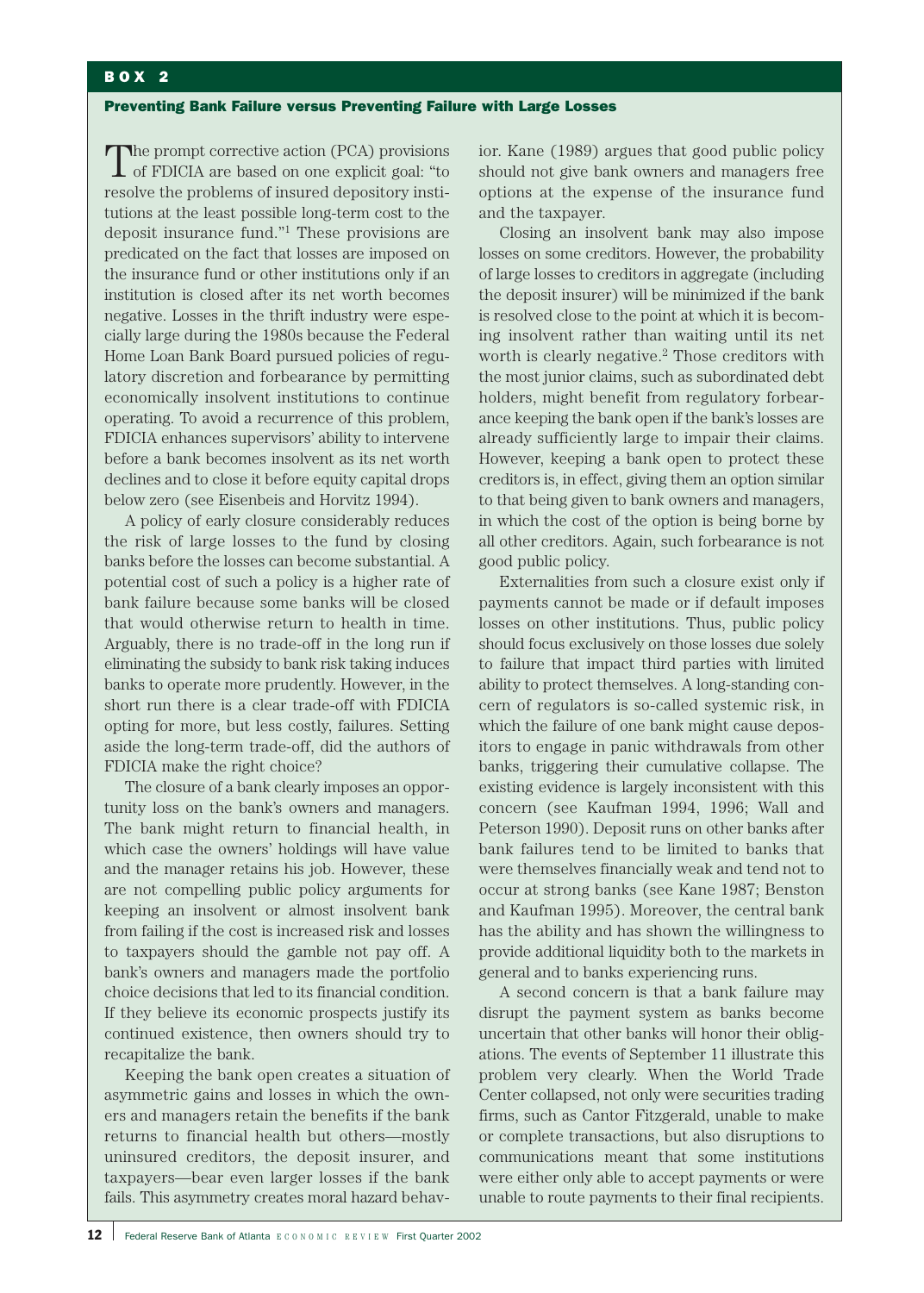## BOX 2

### Preventing Bank Failure versus Preventing Failure with Large Losses

The prompt corrective action (PCA) provisions of FDICIA are based on one explicit goal: "to resolve the problems of insured depository institutions at the least possible long-term cost to the deposit insurance fund."[1] These provisions are predicated on the fact that losses are imposed on the insurance fund or other institutions only if an institution is closed after its net worth becomes negative. Losses in the thrift industry were especially large during the 1980s because the Federal Home Loan Bank Board pursued policies of regulatory discretion and forbearance by permitting economically insolvent institutions to continue operating. To avoid a recurrence of this problem, FDICIA enhances supervisors' ability to intervene before a bank becomes insolvent as its net worth declines and to close it before equity capital drops below zero (see Eisenbeis and Horvitz 1994).

A policy of early closure considerably reduces the risk of large losses to the fund by closing banks before the losses can become substantial. A potential cost of such a policy is a higher rate of bank failure because some banks will be closed that would otherwise return to health in time. Arguably, there is no trade-off in the long run if eliminating the subsidy to bank risk taking induces banks to operate more prudently. However, in the short run there is a clear trade-off with FDICIA opting for more, but less costly, failures. Setting aside the long-term trade-off, did the authors of FDICIA make the right choice?

The closure of a bank clearly imposes an opportunity loss on the bank's owners and managers. The bank might return to financial health, in which case the owners' holdings will have value and the manager retains his job. However, these are not compelling public policy arguments for keeping an insolvent or almost insolvent bank from failing if the cost is increased risk and losses to taxpayers should the gamble not pay off. A bank's owners and managers made the portfolio choice decisions that led to its financial condition. If they believe its economic prospects justify its continued existence, then owners should try to recapitalize the bank.

Keeping the bank open creates a situation of asymmetric gains and losses in which the owners and managers retain the benefits if the bank returns to financial health but others—mostly uninsured creditors, the deposit insurer, and taxpayers—bear even larger losses if the bank fails. This asymmetry creates moral hazard behavior. Kane (1989) argues that good public policy should not give bank owners and managers free options at the expense of the insurance fund and the taxpayer.

Closing an insolvent bank may also impose losses on some creditors. However, the probability of large losses to creditors in aggregate (including the deposit insurer) will be minimized if the bank is resolved close to the point at which it is becoming insolvent rather than waiting until its net worth is clearly negative.[2] Those creditors with the most junior claims, such as subordinated debt holders, might benefit from regulatory forbearance keeping the bank open if the bank's losses are already sufficiently large to impair their claims. However, keeping a bank open to protect these creditors is, in effect, giving them an option similar to that being given to bank owners and managers, in which the cost of the option is being borne by all other creditors. Again, such forbearance is not good public policy.

Externalities from such a closure exist only if payments cannot be made or if default imposes losses on other institutions. Thus, public policy should focus exclusively on those losses due solely to failure that impact third parties with limited ability to protect themselves. A long-standing concern of regulators is so-called systemic risk, in which the failure of one bank might cause depositors to engage in panic withdrawals from other banks, triggering their cumulative collapse. The existing evidence is largely inconsistent with this concern (see Kaufman 1994, 1996; Wall and Peterson 1990). Deposit runs on other banks after bank failures tend to be limited to banks that were themselves financially weak and tend not to occur at strong banks (see Kane 1987; Benston and Kaufman 1995). Moreover, the central bank has the ability and has shown the willingness to provide additional liquidity both to the markets in general and to banks experiencing runs.

A second concern is that a bank failure may disrupt the payment system as banks become uncertain that other banks will honor their obligations. The events of September 11 illustrate this problem very clearly. When the World Trade Center collapsed, not only were securities trading firms, such as Cantor Fitzgerald, unable to make or complete transactions, but also disruptions to communications meant that some institutions were either only able to accept payments or were unable to route payments to their final recipients.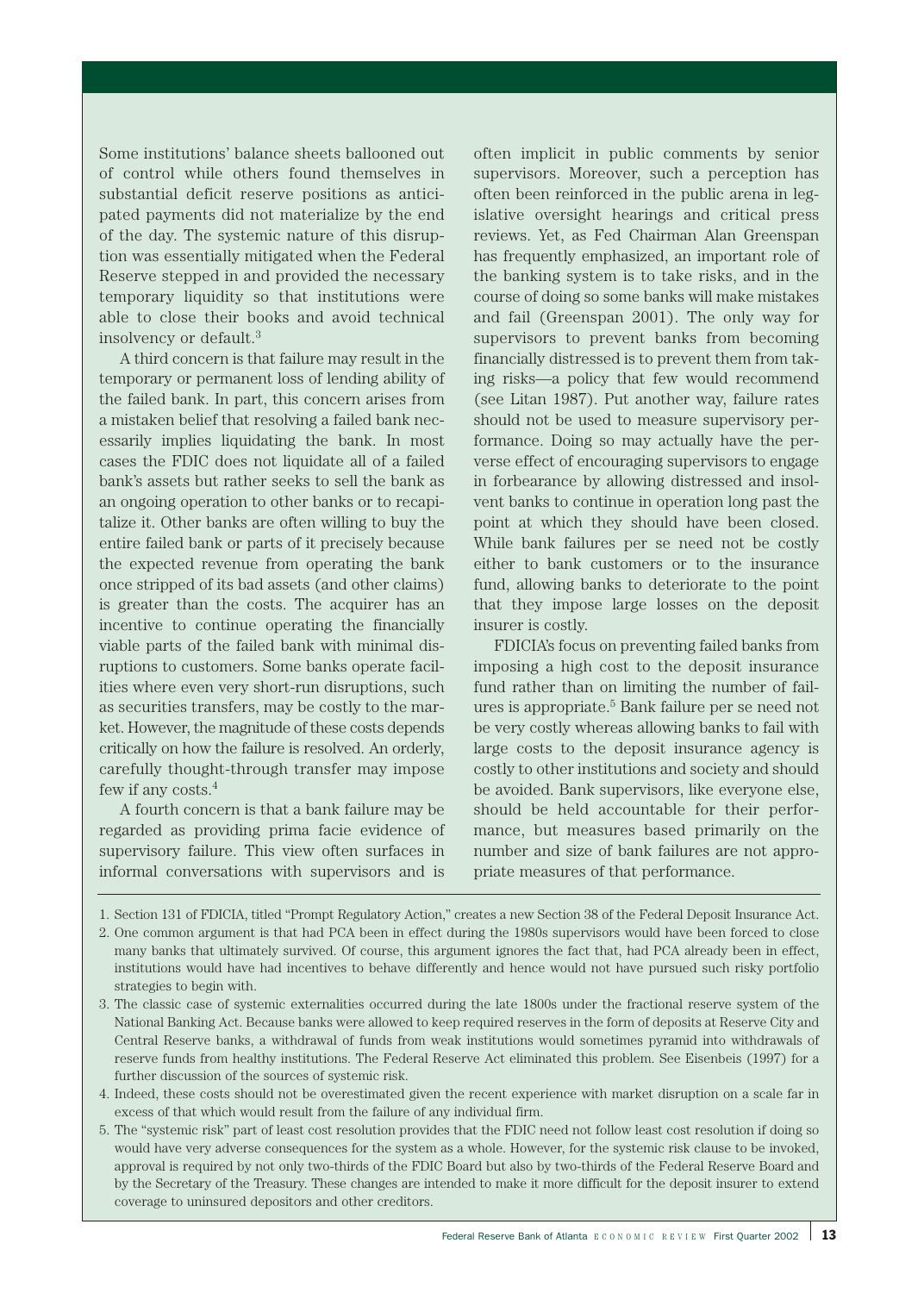Some institutions' balance sheets ballooned out of control while others found themselves in substantial deficit reserve positions as anticipated payments did not materialize by the end of the day. The systemic nature of this disruption was essentially mitigated when the Federal Reserve stepped in and provided the necessary temporary liquidity so that institutions were able to close their books and avoid technical insolvency or default.[3]

A third concern is that failure may result in the temporary or permanent loss of lending ability of the failed bank. In part, this concern arises from a mistaken belief that resolving a failed bank necessarily implies liquidating the bank. In most cases the FDIC does not liquidate all of a failed bank's assets but rather seeks to sell the bank as an ongoing operation to other banks or to recapitalize it. Other banks are often willing to buy the entire failed bank or parts of it precisely because the expected revenue from operating the bank once stripped of its bad assets (and other claims) is greater than the costs. The acquirer has an incentive to continue operating the financially viable parts of the failed bank with minimal disruptions to customers. Some banks operate facilities where even very short-run disruptions, such as securities transfers, may be costly to the market. However, the magnitude of these costs depends critically on how the failure is resolved. An orderly, carefully thought-through transfer may impose few if any costs.[4]

A fourth concern is that a bank failure may be regarded as providing prima facie evidence of supervisory failure. This view often surfaces in informal conversations with supervisors and is often implicit in public comments by senior supervisors. Moreover, such a perception has often been reinforced in the public arena in legislative oversight hearings and critical press reviews. Yet, as Fed Chairman Alan Greenspan has frequently emphasized, an important role of the banking system is to take risks, and in the course of doing so some banks will make mistakes and fail (Greenspan 2001). The only way for supervisors to prevent banks from becoming financially distressed is to prevent them from taking risks—a policy that few would recommend (see Litan 1987). Put another way, failure rates should not be used to measure supervisory performance. Doing so may actually have the perverse effect of encouraging supervisors to engage in forbearance by allowing distressed and insolvent banks to continue in operation long past the point at which they should have been closed. While bank failures per se need not be costly either to bank customers or to the insurance fund, allowing banks to deteriorate to the point that they impose large losses on the deposit insurer is costly.

FDICIA's focus on preventing failed banks from imposing a high cost to the deposit insurance fund rather than on limiting the number of failures is appropriate.[5] Bank failure per se need not be very costly whereas allowing banks to fail with large costs to the deposit insurance agency is costly to other institutions and society and should be avoided. Bank supervisors, like everyone else, should be held accountable for their performance, but measures based primarily on the number and size of bank failures are not appropriate measures of that performance.

---

1. Section 131 of FDICIA, titled "Prompt Regulatory Action," creates a new Section 38 of the Federal Deposit Insurance Act.
2. One common argument is that had PCA been in effect during the 1980s supervisors would have been forced to close many banks that ultimately survived. Of course, this argument ignores the fact that, had PCA already been in effect, institutions would have had incentives to behave differently and hence would not have pursued such risky portfolio strategies to begin with.
3. The classic case of systemic externalities occurred during the late 1800s under the fractional reserve system of the National Banking Act. Because banks were allowed to keep required reserves in the form of deposits at Reserve City and Central Reserve banks, a withdrawal of funds from weak institutions would sometimes pyramid into withdrawals of reserve funds from healthy institutions. The Federal Reserve Act eliminated this problem. See Eisenbeis (1997) for a further discussion of the sources of systemic risk.
4. Indeed, these costs should not be overestimated given the recent experience with market disruption on a scale far in excess of that which would result from the failure of any individual firm.
5. The "systemic risk" part of least cost resolution provides that the FDIC need not follow least cost resolution if doing so would have very adverse consequences for the system as a whole. However, for the systemic risk clause to be invoked, approval is required by not only two-thirds of the FDIC Board but also by two-thirds of the Federal Reserve Board and by the Secretary of the Treasury. These changes are intended to make it more difficult for the deposit insurer to extend coverage to uninsured depositors and other creditors.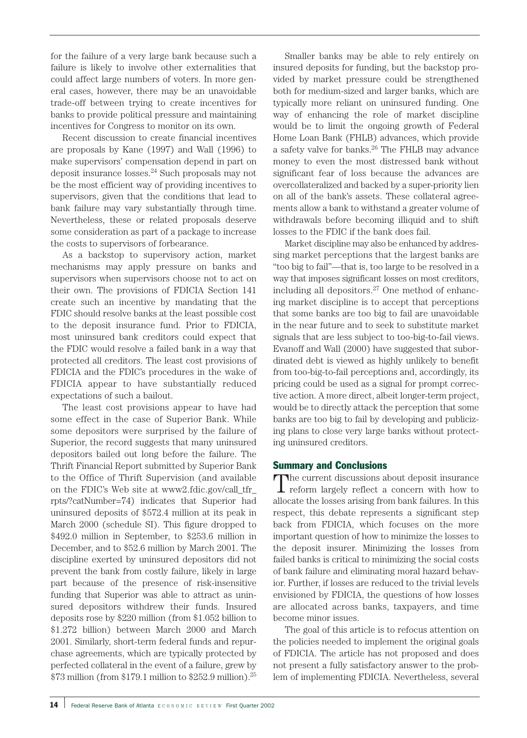for the failure of a very large bank because such a failure is likely to involve other externalities that could affect large numbers of voters. In more general cases, however, there may be an unavoidable trade-off between trying to create incentives for banks to provide political pressure and maintaining incentives for Congress to monitor on its own.

Recent discussion to create financial incentives are proposals by Kane (1997) and Wall (1996) to make supervisors' compensation depend in part on deposit insurance losses.[24] Such proposals may not be the most efficient way of providing incentives to supervisors, given that the conditions that lead to bank failure may vary substantially through time. Nevertheless, these or related proposals deserve some consideration as part of a package to increase the costs to supervisors of forbearance.

As a backstop to supervisory action, market mechanisms may apply pressure on banks and supervisors when supervisors choose not to act on their own. The provisions of FDICIA Section 141 create such an incentive by mandating that the FDIC should resolve banks at the least possible cost to the deposit insurance fund. Prior to FDICIA, most uninsured bank creditors could expect that the FDIC would resolve a failed bank in a way that protected all creditors. The least cost provisions of FDICIA and the FDIC's procedures in the wake of FDICIA appear to have substantially reduced expectations of such a bailout.

The least cost provisions appear to have had some effect in the case of Superior Bank. While some depositors were surprised by the failure of Superior, the record suggests that many uninsured depositors bailed out long before the failure. The Thrift Financial Report submitted by Superior Bank to the Office of Thrift Supervision (and available on the FDIC's Web site at www2.fdic.gov/call_tfr_rpts/?catNumber=74) indicates that Superior had uninsured deposits of $572.4 million at its peak in March 2000 (schedule SI). This figure dropped to $492.0 million in September, to $253.6 million in December, and to $52.6 million by March 2001. The discipline exerted by uninsured depositors did not prevent the bank from costly failure, likely in large part because of the presence of risk-insensitive funding that Superior was able to attract as uninsured depositors withdrew their funds. Insured deposits rose by $220 million (from $1.052 billion to $1.272 billion) between March 2000 and March 2001. Similarly, short-term federal funds and repurchase agreements, which are typically protected by perfected collateral in the event of a failure, grew by $73 million (from $179.1 million to $252.9 million).[25]

Smaller banks may be able to rely entirely on insured deposits for funding, but the backstop provided by market pressure could be strengthened both for medium-sized and larger banks, which are typically more reliant on uninsured funding. One way of enhancing the role of market discipline would be to limit the ongoing growth of Federal Home Loan Bank (FHLB) advances, which provide a safety valve for banks.[26] The FHLB may advance money to even the most distressed bank without significant fear of loss because the advances are overcollateralized and backed by a super-priority lien on all of the bank's assets. These collateral agreements allow a bank to withstand a greater volume of withdrawals before becoming illiquid and to shift losses to the FDIC if the bank does fail.

Market discipline may also be enhanced by addressing market perceptions that the largest banks are "too big to fail"—that is, too large to be resolved in a way that imposes significant losses on most creditors, including all depositors.[27] One method of enhancing market discipline is to accept that perceptions that some banks are too big to fail are unavoidable in the near future and to seek to substitute market signals that are less subject to too-big-to-fail views. Evanoff and Wall (2000) have suggested that subordinated debt is viewed as highly unlikely to benefit from too-big-to-fail perceptions and, accordingly, its pricing could be used as a signal for prompt corrective action. A more direct, albeit longer-term project, would be to directly attack the perception that some banks are too big to fail by developing and publicizing plans to close very large banks without protecting uninsured creditors.

## Summary and Conclusions

The current discussions about deposit insurance reform largely reflect a concern with how to allocate the losses arising from bank failures. In this respect, this debate represents a significant step back from FDICIA, which focuses on the more important question of how to minimize the losses to the deposit insurer. Minimizing the losses from failed banks is critical to minimizing the social costs of bank failure and eliminating moral hazard behavior. Further, if losses are reduced to the trivial levels envisioned by FDICIA, the questions of how losses are allocated across banks, taxpayers, and time become minor issues.

The goal of this article is to refocus attention on the policies needed to implement the original goals of FDICIA. The article has not proposed and does not present a fully satisfactory answer to the problem of implementing FDICIA. Nevertheless, several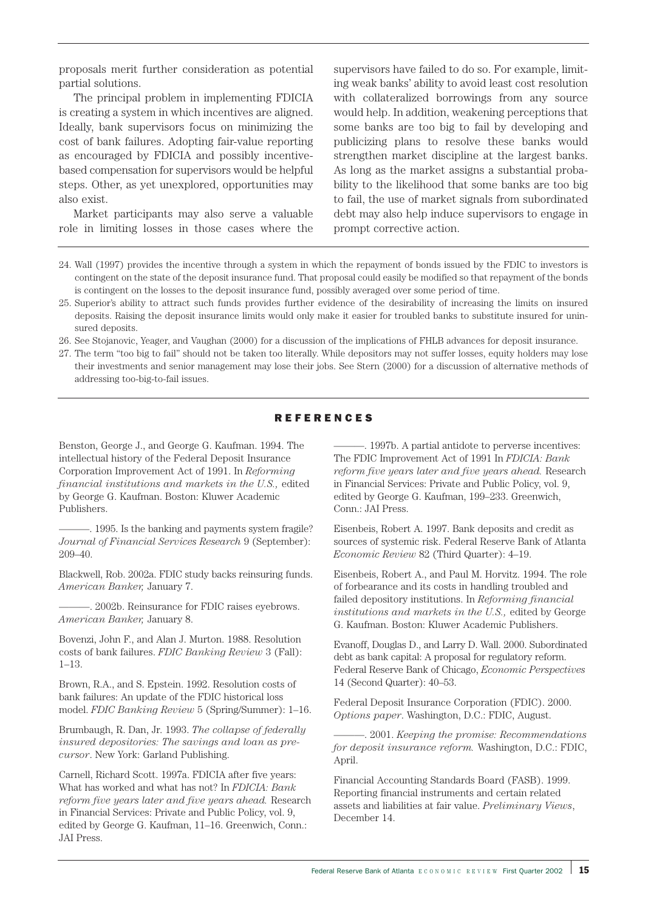proposals merit further consideration as potential partial solutions.

The principal problem in implementing FDICIA is creating a system in which incentives are aligned. Ideally, bank supervisors focus on minimizing the cost of bank failures. Adopting fair-value reporting as encouraged by FDICIA and possibly incentive-based compensation for supervisors would be helpful steps. Other, as yet unexplored, opportunities may also exist.

Market participants may also serve a valuable role in limiting losses in those cases where the supervisors have failed to do so. For example, limiting weak banks' ability to avoid least cost resolution with collateralized borrowings from any source would help. In addition, weakening perceptions that some banks are too big to fail by developing and publicizing plans to resolve these banks would strengthen market discipline at the largest banks. As long as the market assigns a substantial probability to the likelihood that some banks are too big to fail, the use of market signals from subordinated debt may also help induce supervisors to engage in prompt corrective action.

24. Wall (1997) provides the incentive through a system in which the repayment of bonds issued by the FDIC to investors is contingent on the state of the deposit insurance fund. That proposal could easily be modified so that repayment of the bonds is contingent on the losses to the deposit insurance fund, possibly averaged over some period of time.
25. Superior's ability to attract such funds provides further evidence of the desirability of increasing the limits on insured deposits. Raising the deposit insurance limits would only make it easier for troubled banks to substitute insured for uninsured deposits.
26. See Stojanovic, Yeager, and Vaughan (2000) for a discussion of the implications of FHLB advances for deposit insurance.
27. The term "too big to fail" should not be taken too literally. While depositors may not suffer losses, equity holders may lose their investments and senior management may lose their jobs. See Stern (2000) for a discussion of alternative methods of addressing too-big-to-fail issues.

## REFERENCES

Benston, George J., and George G. Kaufman. 1994. The intellectual history of the Federal Deposit Insurance Corporation Improvement Act of 1991. In *Reforming financial institutions and markets in the U.S.,* edited by George G. Kaufman. Boston: Kluwer Academic Publishers.

———. 1995. Is the banking and payments system fragile? *Journal of Financial Services Research* 9 (September): 209–40.

Blackwell, Rob. 2002a. FDIC study backs reinsuring funds. *American Banker,* January 7.

———. 2002b. Reinsurance for FDIC raises eyebrows. *American Banker,* January 8.

Bovenzi, John F., and Alan J. Murton. 1988. Resolution costs of bank failures. *FDIC Banking Review* 3 (Fall): 1–13.

Brown, R.A., and S. Epstein. 1992. Resolution costs of bank failures: An update of the FDIC historical loss model. *FDIC Banking Review* 5 (Spring/Summer): 1–16.

Brumbaugh, R. Dan, Jr. 1993. *The collapse of federally insured depositories: The savings and loan as precursor*. New York: Garland Publishing.

Carnell, Richard Scott. 1997a. FDICIA after five years: What has worked and what has not? In *FDICIA: Bank reform five years later and five years ahead.* Research in Financial Services: Private and Public Policy, vol. 9, edited by George G. Kaufman, 11–16. Greenwich, Conn.: JAI Press.

———. 1997b. A partial antidote to perverse incentives: The FDIC Improvement Act of 1991 In *FDICIA: Bank reform five years later and five years ahead.* Research in Financial Services: Private and Public Policy, vol. 9, edited by George G. Kaufman, 199–233. Greenwich, Conn.: JAI Press.

Eisenbeis, Robert A. 1997. Bank deposits and credit as sources of systemic risk. Federal Reserve Bank of Atlanta *Economic Review* 82 (Third Quarter): 4–19.

Eisenbeis, Robert A., and Paul M. Horvitz. 1994. The role of forbearance and its costs in handling troubled and failed depository institutions. In *Reforming financial institutions and markets in the U.S.,* edited by George G. Kaufman. Boston: Kluwer Academic Publishers.

Evanoff, Douglas D., and Larry D. Wall. 2000. Subordinated debt as bank capital: A proposal for regulatory reform. Federal Reserve Bank of Chicago, *Economic Perspectives* 14 (Second Quarter): 40–53.

Federal Deposit Insurance Corporation (FDIC). 2000. *Options paper*. Washington, D.C.: FDIC, August.

———. 2001. *Keeping the promise: Recommendations for deposit insurance reform.* Washington, D.C.: FDIC, April.

Financial Accounting Standards Board (FASB). 1999. Reporting financial instruments and certain related assets and liabilities at fair value. *Preliminary Views*, December 14.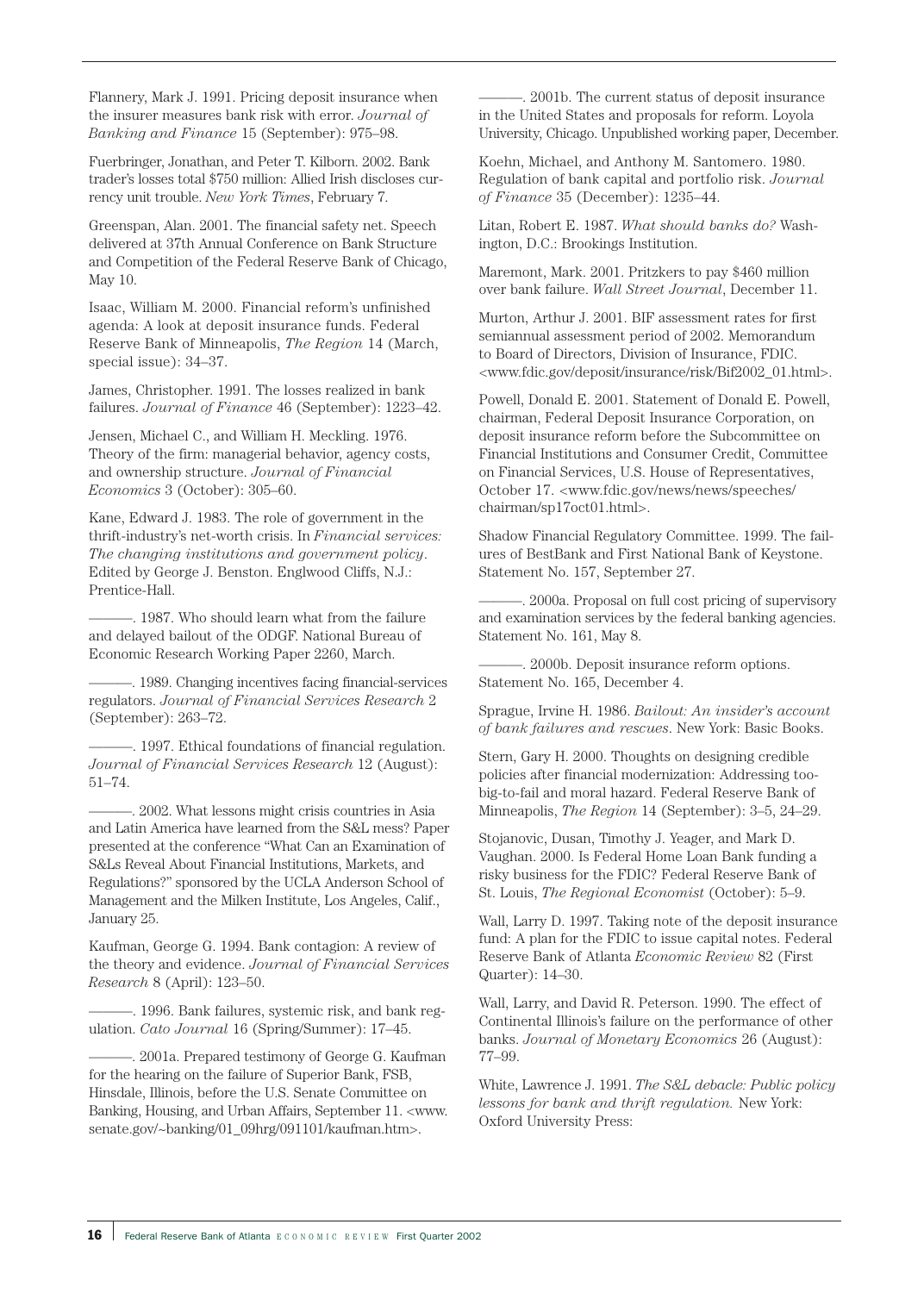Flannery, Mark J. 1991. Pricing deposit insurance when the insurer measures bank risk with error. *Journal of Banking and Finance* 15 (September): 975–98.

Fuerbringer, Jonathan, and Peter T. Kilborn. 2002. Bank trader's losses total $750 million: Allied Irish discloses currency unit trouble. *New York Times*, February 7.

Greenspan, Alan. 2001. The financial safety net. Speech delivered at 37th Annual Conference on Bank Structure and Competition of the Federal Reserve Bank of Chicago, May 10.

Isaac, William M. 2000. Financial reform's unfinished agenda: A look at deposit insurance funds. Federal Reserve Bank of Minneapolis, *The Region* 14 (March, special issue): 34–37.

James, Christopher. 1991. The losses realized in bank failures. *Journal of Finance* 46 (September): 1223–42.

Jensen, Michael C., and William H. Meckling. 1976. Theory of the firm: managerial behavior, agency costs, and ownership structure. *Journal of Financial Economics* 3 (October): 305–60.

Kane, Edward J. 1983. The role of government in the thrift-industry's net-worth crisis. In *Financial services: The changing institutions and government policy*. Edited by George J. Benston. Englwood Cliffs, N.J.: Prentice-Hall.

———. 1987. Who should learn what from the failure and delayed bailout of the ODGF. National Bureau of Economic Research Working Paper 2260, March.

———. 1989. Changing incentives facing financial-services regulators. *Journal of Financial Services Research* 2 (September): 263–72.

———. 1997. Ethical foundations of financial regulation. *Journal of Financial Services Research* 12 (August): 51–74.

———. 2002. What lessons might crisis countries in Asia and Latin America have learned from the S&L mess? Paper presented at the conference "What Can an Examination of S&Ls Reveal About Financial Institutions, Markets, and Regulations?" sponsored by the UCLA Anderson School of Management and the Milken Institute, Los Angeles, Calif., January 25.

Kaufman, George G. 1994. Bank contagion: A review of the theory and evidence. *Journal of Financial Services Research* 8 (April): 123–50.

———. 1996. Bank failures, systemic risk, and bank regulation. *Cato Journal* 16 (Spring/Summer): 17–45.

———. 2001a. Prepared testimony of George G. Kaufman for the hearing on the failure of Superior Bank, FSB, Hinsdale, Illinois, before the U.S. Senate Committee on Banking, Housing, and Urban Affairs, September 11. <www.senate.gov/~banking/01_09hrg/091101/kaufman.htm>.

———. 2001b. The current status of deposit insurance in the United States and proposals for reform. Loyola University, Chicago. Unpublished working paper, December.

Koehn, Michael, and Anthony M. Santomero. 1980. Regulation of bank capital and portfolio risk. *Journal of Finance* 35 (December): 1235–44.

Litan, Robert E. 1987. *What should banks do?* Washington, D.C.: Brookings Institution.

Maremont, Mark. 2001. Pritzkers to pay $460 million over bank failure. *Wall Street Journal*, December 11.

Murton, Arthur J. 2001. BIF assessment rates for first semiannual assessment period of 2002. Memorandum to Board of Directors, Division of Insurance, FDIC. <www.fdic.gov/deposit/insurance/risk/Bif2002_01.html>.

Powell, Donald E. 2001. Statement of Donald E. Powell, chairman, Federal Deposit Insurance Corporation, on deposit insurance reform before the Subcommittee on Financial Institutions and Consumer Credit, Committee on Financial Services, U.S. House of Representatives, October 17. <www.fdic.gov/news/news/speeches/chairman/sp17oct01.html>.

Shadow Financial Regulatory Committee. 1999. The failures of BestBank and First National Bank of Keystone. Statement No. 157, September 27.

———. 2000a. Proposal on full cost pricing of supervisory and examination services by the federal banking agencies. Statement No. 161, May 8.

———. 2000b. Deposit insurance reform options. Statement No. 165, December 4.

Sprague, Irvine H. 1986. *Bailout: An insider's account of bank failures and rescues*. New York: Basic Books.

Stern, Gary H. 2000. Thoughts on designing credible policies after financial modernization: Addressing too-big-to-fail and moral hazard. Federal Reserve Bank of Minneapolis, *The Region* 14 (September): 3–5, 24–29.

Stojanovic, Dusan, Timothy J. Yeager, and Mark D. Vaughan. 2000. Is Federal Home Loan Bank funding a risky business for the FDIC? Federal Reserve Bank of St. Louis, *The Regional Economist* (October): 5–9.

Wall, Larry D. 1997. Taking note of the deposit insurance fund: A plan for the FDIC to issue capital notes. Federal Reserve Bank of Atlanta *Economic Review* 82 (First Quarter): 14–30.

Wall, Larry, and David R. Peterson. 1990. The effect of Continental Illinois's failure on the performance of other banks. *Journal of Monetary Economics* 26 (August): 77–99.

White, Lawrence J. 1991. *The S&L debacle: Public policy lessons for bank and thrift regulation.* New York: Oxford University Press: